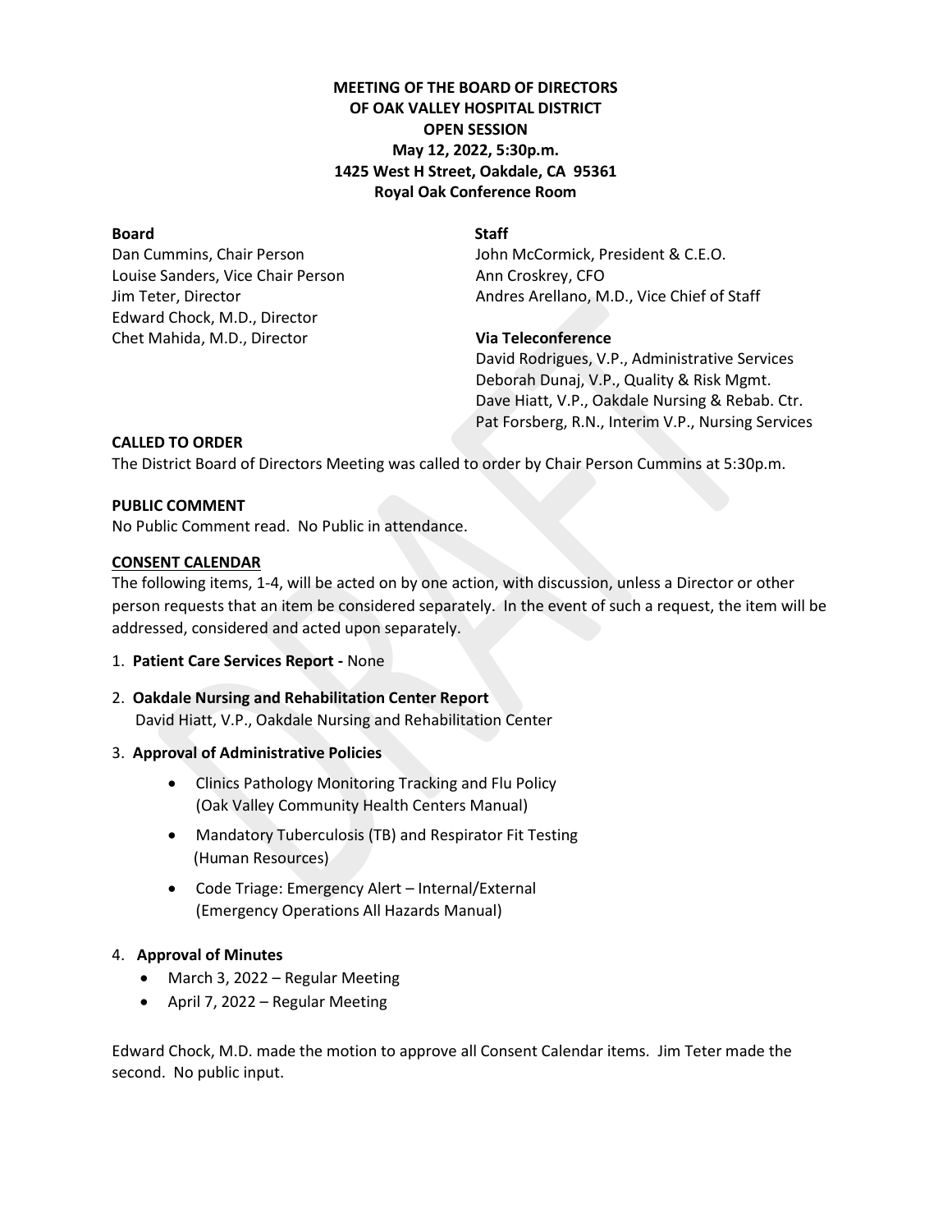**MEETING OF THE BOARD OF DIRECTORS**
**OF OAK VALLEY HOSPITAL DISTRICT**
**OPEN SESSION**
**May 12, 2022, 5:30p.m.**
**1425 West H Street, Oakdale, CA 95361**
**Royal Oak Conference Room**

**Board**

Dan Cummins, Chair Person
Louise Sanders, Vice Chair Person
Jim Teter, Director
Edward Chock, M.D., Director
Chet Mahida, M.D., Director

**Staff**

John McCormick, President & C.E.O.
Ann Croskrey, CFO
Andres Arellano, M.D., Vice Chief of Staff

**Via Teleconference**

David Rodrigues, V.P., Administrative Services
Deborah Dunaj, V.P., Quality & Risk Mgmt.
Dave Hiatt, V.P., Oakdale Nursing & Rebab. Ctr.
Pat Forsberg, R.N., Interim V.P., Nursing Services

**CALLED TO ORDER**

The District Board of Directors Meeting was called to order by Chair Person Cummins at 5:30p.m.

**PUBLIC COMMENT**

No Public Comment read. No Public in attendance.

**CONSENT CALENDAR**

The following items, 1-4, will be acted on by one action, with discussion, unless a Director or other person requests that an item be considered separately. In the event of such a request, the item will be addressed, considered and acted upon separately.

1. **Patient Care Services Report -** None
2. **Oakdale Nursing and Rehabilitation Center Report**
   David Hiatt, V.P., Oakdale Nursing and Rehabilitation Center
3. **Approval of Administrative Policies**
   - Clinics Pathology Monitoring Tracking and Flu Policy (Oak Valley Community Health Centers Manual)
   - Mandatory Tuberculosis (TB) and Respirator Fit Testing (Human Resources)
   - Code Triage: Emergency Alert – Internal/External (Emergency Operations All Hazards Manual)
4. **Approval of Minutes**
   - March 3, 2022 – Regular Meeting
   - April 7, 2022 – Regular Meeting

Edward Chock, M.D. made the motion to approve all Consent Calendar items. Jim Teter made the second. No public input.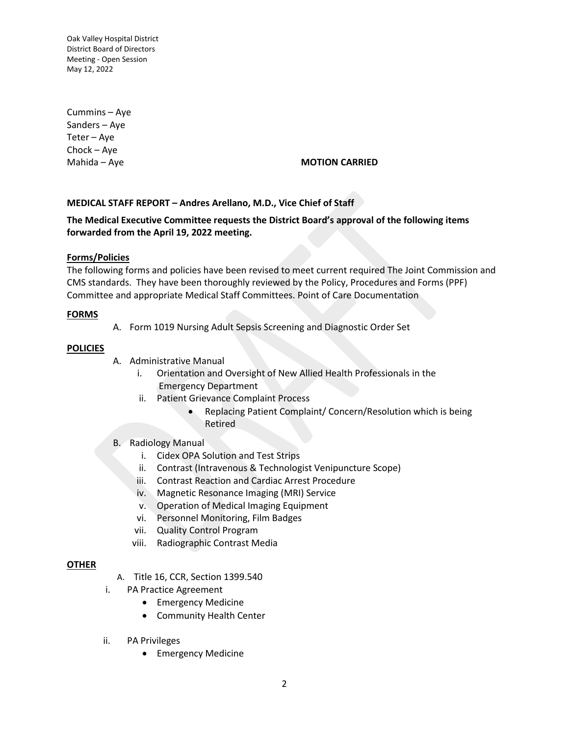Cummins – Aye
Sanders – Aye
Teter – Aye
Chock – Aye
Mahida – Aye **MOTION CARRIED**

**MEDICAL STAFF REPORT – Andres Arellano, M.D., Vice Chief of Staff**

**The Medical Executive Committee requests the District Board's approval of the following items forwarded from the April 19, 2022 meeting.**

**Forms/Policies**

The following forms and policies have been revised to meet current required The Joint Commission and CMS standards. They have been thoroughly reviewed by the Policy, Procedures and Forms (PPF) Committee and appropriate Medical Staff Committees. Point of Care Documentation

**FORMS**

A. Form 1019 Nursing Adult Sepsis Screening and Diagnostic Order Set

**POLICIES**

A. Administrative Manual
   i. Orientation and Oversight of New Allied Health Professionals in the Emergency Department
   ii. Patient Grievance Complaint Process
      - Replacing Patient Complaint/ Concern/Resolution which is being Retired

B. Radiology Manual
   i. Cidex OPA Solution and Test Strips
   ii. Contrast (Intravenous & Technologist Venipuncture Scope)
   iii. Contrast Reaction and Cardiac Arrest Procedure
   iv. Magnetic Resonance Imaging (MRI) Service
   v. Operation of Medical Imaging Equipment
   vi. Personnel Monitoring, Film Badges
   vii. Quality Control Program
   viii. Radiographic Contrast Media

**OTHER**

A. Title 16, CCR, Section 1399.540

i. PA Practice Agreement
   - Emergency Medicine
   - Community Health Center

ii. PA Privileges
   - Emergency Medicine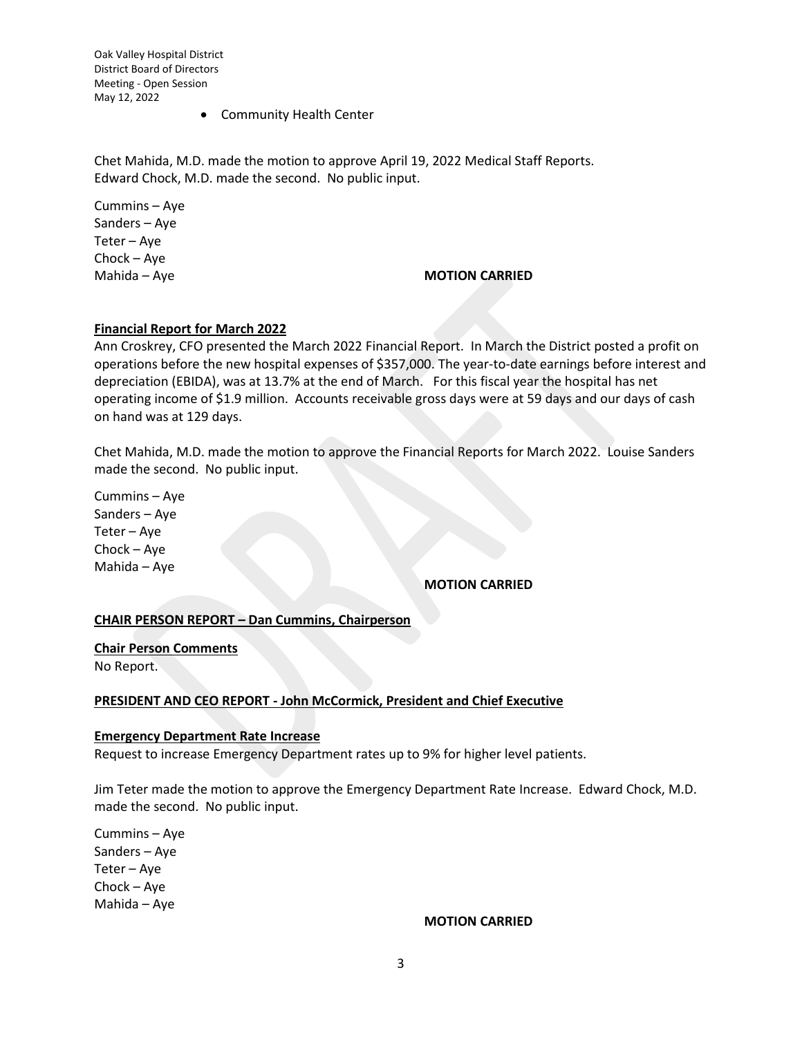- Community Health Center

Chet Mahida, M.D. made the motion to approve April 19, 2022 Medical Staff Reports. Edward Chock, M.D. made the second. No public input.

Cummins – Aye
Sanders – Aye
Teter – Aye
Chock – Aye
Mahida – Aye

**MOTION CARRIED**

**Financial Report for March 2022**

Ann Croskrey, CFO presented the March 2022 Financial Report. In March the District posted a profit on operations before the new hospital expenses of $357,000. The year-to-date earnings before interest and depreciation (EBIDA), was at 13.7% at the end of March. For this fiscal year the hospital has net operating income of $1.9 million. Accounts receivable gross days were at 59 days and our days of cash on hand was at 129 days.

Chet Mahida, M.D. made the motion to approve the Financial Reports for March 2022. Louise Sanders made the second. No public input.

Cummins – Aye
Sanders – Aye
Teter – Aye
Chock – Aye
Mahida – Aye

**MOTION CARRIED**

**CHAIR PERSON REPORT – Dan Cummins, Chairperson**

**Chair Person Comments**

No Report.

**PRESIDENT AND CEO REPORT - John McCormick, President and Chief Executive**

**Emergency Department Rate Increase**

Request to increase Emergency Department rates up to 9% for higher level patients.

Jim Teter made the motion to approve the Emergency Department Rate Increase. Edward Chock, M.D. made the second. No public input.

Cummins – Aye
Sanders – Aye
Teter – Aye
Chock – Aye
Mahida – Aye

**MOTION CARRIED**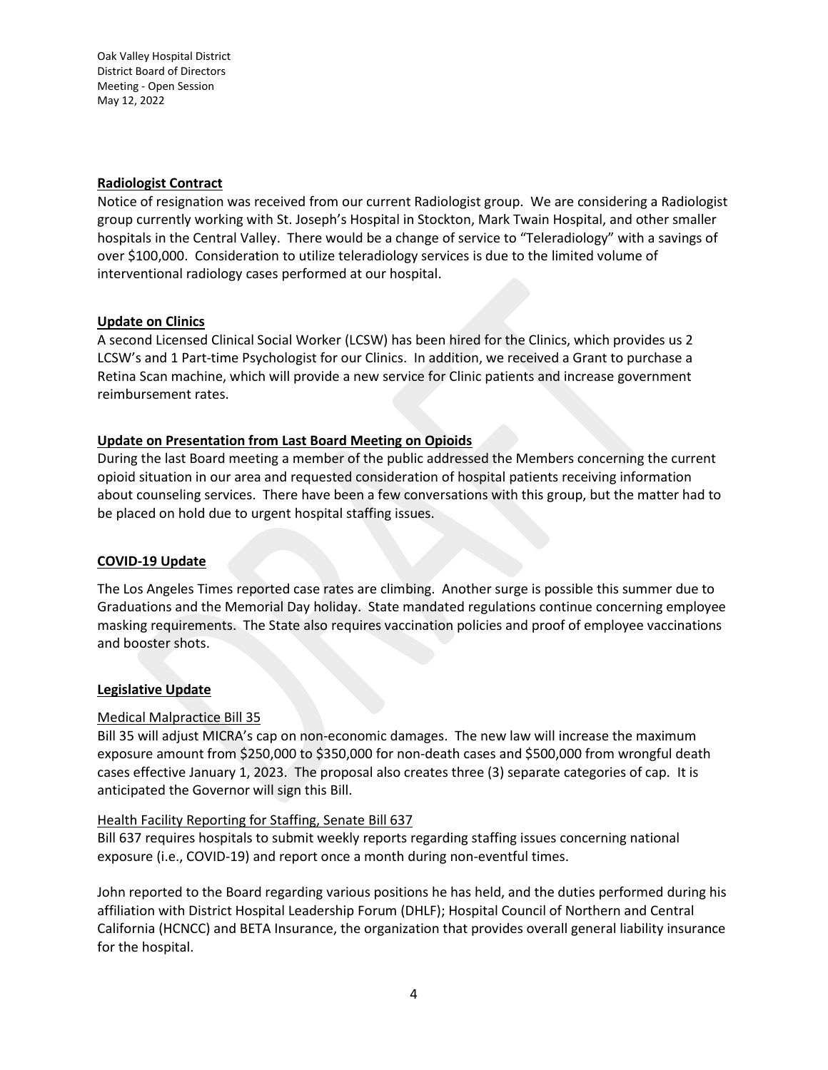**Radiologist Contract**

Notice of resignation was received from our current Radiologist group. We are considering a Radiologist group currently working with St. Joseph's Hospital in Stockton, Mark Twain Hospital, and other smaller hospitals in the Central Valley. There would be a change of service to "Teleradiology" with a savings of over $100,000. Consideration to utilize teleradiology services is due to the limited volume of interventional radiology cases performed at our hospital.

**Update on Clinics**

A second Licensed Clinical Social Worker (LCSW) has been hired for the Clinics, which provides us 2 LCSW's and 1 Part-time Psychologist for our Clinics. In addition, we received a Grant to purchase a Retina Scan machine, which will provide a new service for Clinic patients and increase government reimbursement rates.

**Update on Presentation from Last Board Meeting on Opioids**

During the last Board meeting a member of the public addressed the Members concerning the current opioid situation in our area and requested consideration of hospital patients receiving information about counseling services. There have been a few conversations with this group, but the matter had to be placed on hold due to urgent hospital staffing issues.

**COVID-19 Update**

The Los Angeles Times reported case rates are climbing. Another surge is possible this summer due to Graduations and the Memorial Day holiday. State mandated regulations continue concerning employee masking requirements. The State also requires vaccination policies and proof of employee vaccinations and booster shots.

**Legislative Update**

Medical Malpractice Bill 35

Bill 35 will adjust MICRA's cap on non-economic damages. The new law will increase the maximum exposure amount from $250,000 to $350,000 for non-death cases and $500,000 from wrongful death cases effective January 1, 2023. The proposal also creates three (3) separate categories of cap. It is anticipated the Governor will sign this Bill.

Health Facility Reporting for Staffing, Senate Bill 637

Bill 637 requires hospitals to submit weekly reports regarding staffing issues concerning national exposure (i.e., COVID-19) and report once a month during non-eventful times.

John reported to the Board regarding various positions he has held, and the duties performed during his affiliation with District Hospital Leadership Forum (DHLF); Hospital Council of Northern and Central California (HCNCC) and BETA Insurance, the organization that provides overall general liability insurance for the hospital.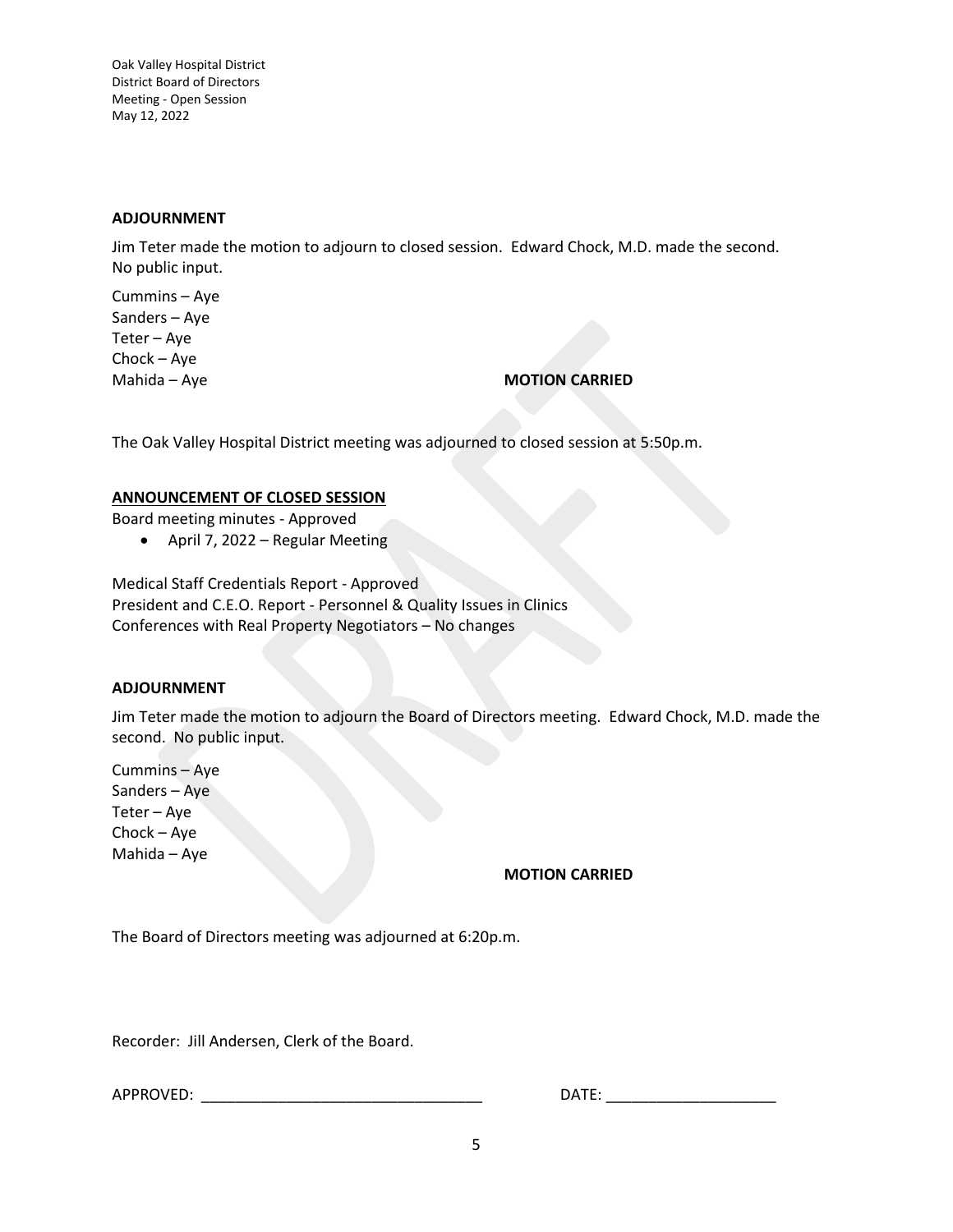**ADJOURNMENT**

Jim Teter made the motion to adjourn to closed session. Edward Chock, M.D. made the second. No public input.

Cummins – Aye
Sanders – Aye
Teter – Aye
Chock – Aye
Mahida – Aye

**MOTION CARRIED**

The Oak Valley Hospital District meeting was adjourned to closed session at 5:50p.m.

**ANNOUNCEMENT OF CLOSED SESSION**

Board meeting minutes - Approved

- April 7, 2022 – Regular Meeting

Medical Staff Credentials Report - Approved
President and C.E.O. Report - Personnel & Quality Issues in Clinics
Conferences with Real Property Negotiators – No changes

**ADJOURNMENT**

Jim Teter made the motion to adjourn the Board of Directors meeting. Edward Chock, M.D. made the second. No public input.

Cummins – Aye
Sanders – Aye
Teter – Aye
Chock – Aye
Mahida – Aye

**MOTION CARRIED**

The Board of Directors meeting was adjourned at 6:20p.m.

Recorder: Jill Andersen, Clerk of the Board.

APPROVED: ________________________________ DATE: ____________________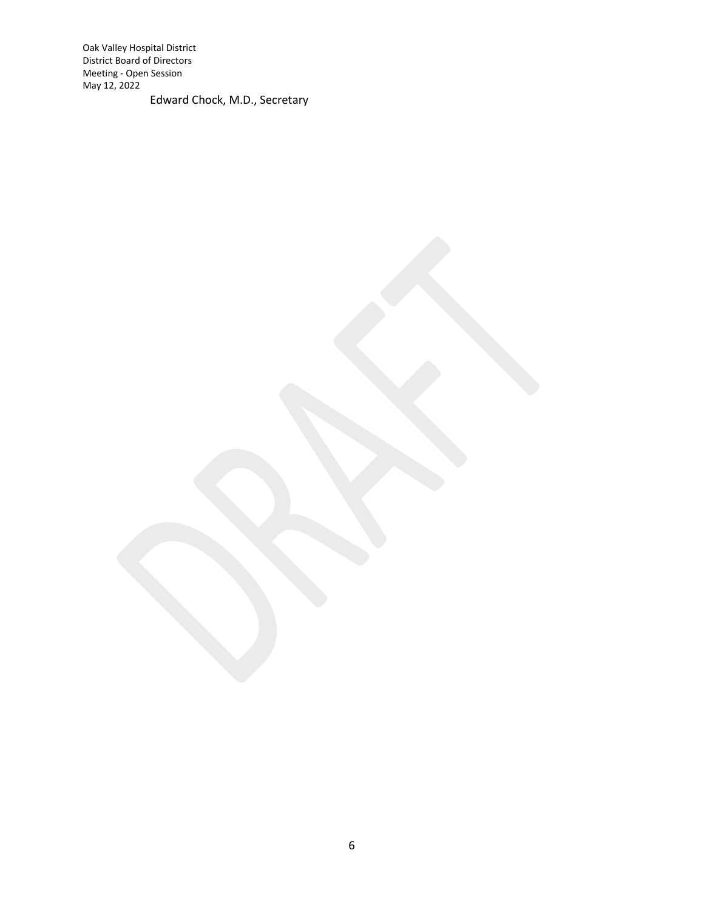Edward Chock, M.D., Secretary